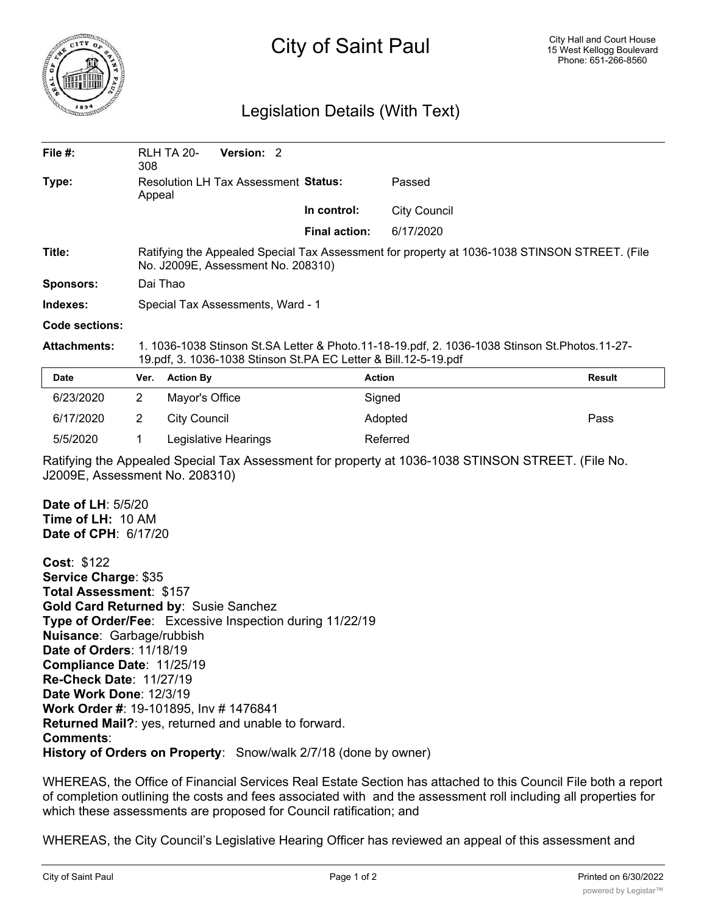# City of Saint Paul

City Hall and Court House
15 West Kellogg Boulevard
Phone: 651-266-8560

## Legislation Details (With Text)

| | | | |
|---|---|---|---|
| **File #:** | RLH TA 20-308 **Version:** 2 | | |
| **Type:** | Resolution LH Tax Assessment Appeal | **Status:** | Passed |
| | | **In control:** | City Council |
| | | **Final action:** | 6/17/2020 |

**Title:** Ratifying the Appealed Special Tax Assessment for property at 1036-1038 STINSON STREET. (File No. J2009E, Assessment No. 208310)

**Sponsors:** Dai Thao

**Indexes:** Special Tax Assessments, Ward - 1

**Code sections:**

**Attachments:** 1. 1036-1038 Stinson St.SA Letter & Photo.11-18-19.pdf, 2. 1036-1038 Stinson St.Photos.11-27-19.pdf, 3. 1036-1038 Stinson St.PA EC Letter & Bill.12-5-19.pdf

| Date | Ver. | Action By | Action | Result |
|---|---|---|---|---|
| 6/23/2020 | 2 | Mayor's Office | Signed | |
| 6/17/2020 | 2 | City Council | Adopted | Pass |
| 5/5/2020 | 1 | Legislative Hearings | Referred | |

Ratifying the Appealed Special Tax Assessment for property at 1036-1038 STINSON STREET. (File No. J2009E, Assessment No. 208310)

**Date of LH**: 5/5/20
**Time of LH:** 10 AM
**Date of CPH**: 6/17/20

**Cost**: $122
**Service Charge**: $35
**Total Assessment**: $157
**Gold Card Returned by**: Susie Sanchez
**Type of Order/Fee**: Excessive Inspection during 11/22/19
**Nuisance**: Garbage/rubbish
**Date of Orders**: 11/18/19
**Compliance Date**: 11/25/19
**Re-Check Date**: 11/27/19
**Date Work Done**: 12/3/19
**Work Order #**: 19-101895, Inv # 1476841
**Returned Mail?**: yes, returned and unable to forward.
**Comments**:
**History of Orders on Property**: Snow/walk 2/7/18 (done by owner)

WHEREAS, the Office of Financial Services Real Estate Section has attached to this Council File both a report of completion outlining the costs and fees associated with and the assessment roll including all properties for which these assessments are proposed for Council ratification; and

WHEREAS, the City Council's Legislative Hearing Officer has reviewed an appeal of this assessment and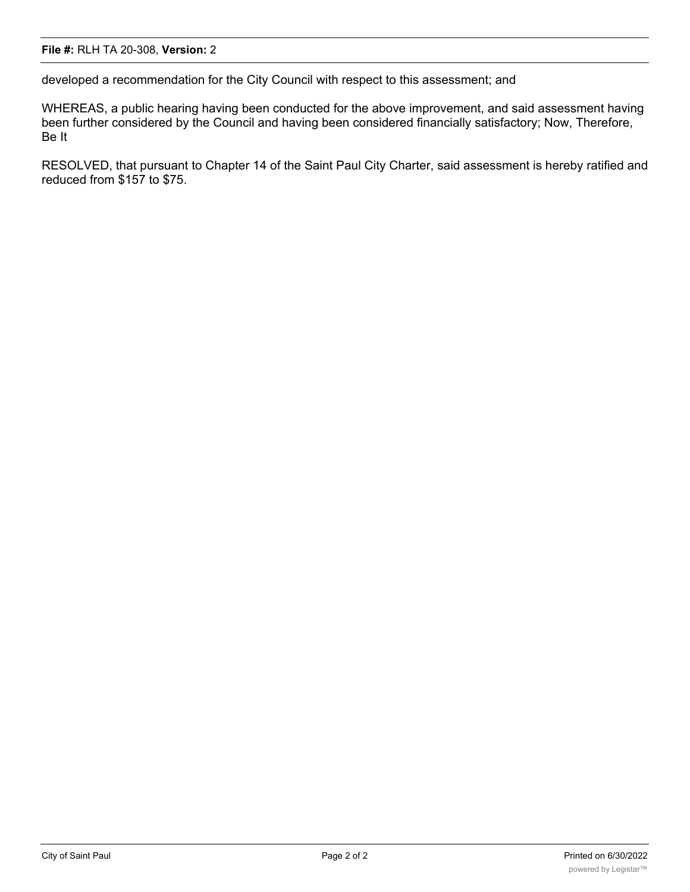developed a recommendation for the City Council with respect to this assessment; and

WHEREAS, a public hearing having been conducted for the above improvement, and said assessment having been further considered by the Council and having been considered financially satisfactory; Now, Therefore, Be It

RESOLVED, that pursuant to Chapter 14 of the Saint Paul City Charter, said assessment is hereby ratified and reduced from $157 to $75.